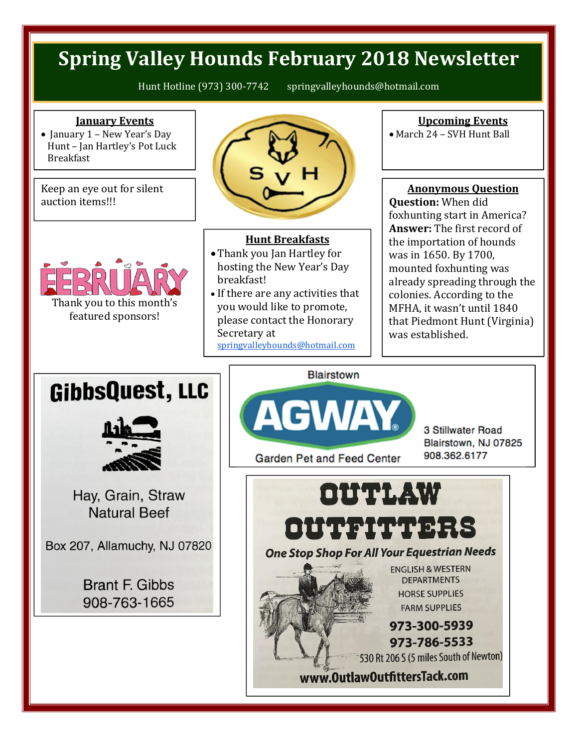# Spring Valley Hounds February 2018 Newsletter

Hunt Hotline (973) 300-7742 springvalleyhounds@hotmail.com

**January Events**

- January 1 – New Year's Day Hunt – Jan Hartley's Pot Luck Breakfast

Keep an eye out for silent auction items!!!

FEBRUARY

Thank you to this month's featured sponsors!

**Hunt Breakfasts**

- Thank you Jan Hartley for hosting the New Year's Day breakfast!
- If there are any activities that you would like to promote, please contact the Honorary Secretary at springvalleyhounds@hotmail.com

**Upcoming Events**

- March 24 – SVH Hunt Ball

**Anonymous Question**

**Question:** When did foxhunting start in America?

**Answer:** The first record of the importation of hounds was in 1650. By 1700, mounted foxhunting was already spreading through the colonies. According to the MFHA, it wasn't until 1840 that Piedmont Hunt (Virginia) was established.

**GibbsQuest, LLC**

Hay, Grain, Straw
Natural Beef

Box 207, Allamuchy, NJ 07820

Brant F. Gibbs
908-763-1665

Blairstown
**AGWAY**
Garden Pet and Feed Center

3 Stillwater Road
Blairstown, NJ 07825
908.362.6177

**OUTLAW OUTFITTERS**

*One Stop Shop For All Your Equestrian Needs*

ENGLISH & WESTERN DEPARTMENTS
HORSE SUPPLIES
FARM SUPPLIES

973-300-5939
973-786-5533
530 Rt 206 S (5 miles South of Newton)

www.OutlawOutfittersTack.com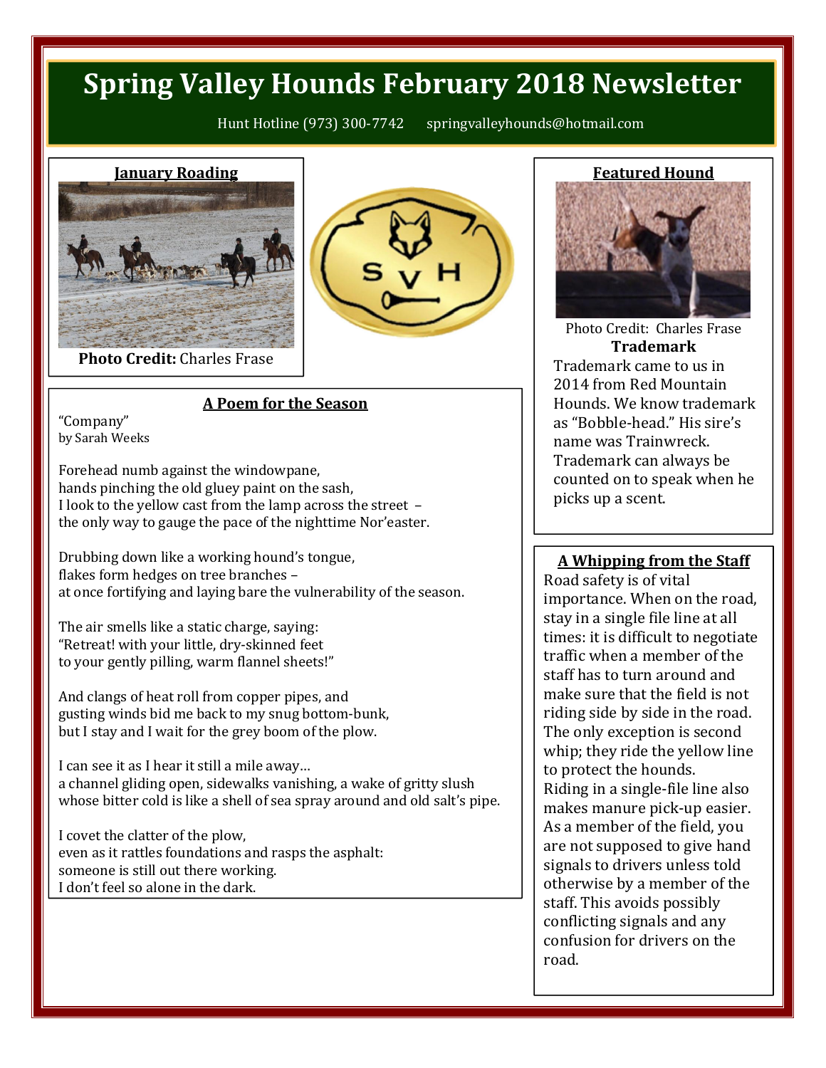# Spring Valley Hounds February 2018 Newsletter

Hunt Hotline (973) 300-7742 springvalleyhounds@hotmail.com

## January Roading

**Photo Credit:** Charles Frase

## A Poem for the Season

"Company"
by Sarah Weeks

Forehead numb against the windowpane,
hands pinching the old gluey paint on the sash,
I look to the yellow cast from the lamp across the street –
the only way to gauge the pace of the nighttime Nor'easter.

Drubbing down like a working hound's tongue,
flakes form hedges on tree branches –
at once fortifying and laying bare the vulnerability of the season.

The air smells like a static charge, saying:
"Retreat! with your little, dry-skinned feet
to your gently pilling, warm flannel sheets!"

And clangs of heat roll from copper pipes, and
gusting winds bid me back to my snug bottom-bunk,
but I stay and I wait for the grey boom of the plow.

I can see it as I hear it still a mile away…
a channel gliding open, sidewalks vanishing, a wake of gritty slush
whose bitter cold is like a shell of sea spray around and old salt's pipe.

I covet the clatter of the plow,
even as it rattles foundations and rasps the asphalt:
someone is still out there working.
I don't feel so alone in the dark.

## Featured Hound

Photo Credit: Charles Frase

**Trademark**

Trademark came to us in 2014 from Red Mountain Hounds. We know trademark as "Bobble-head." His sire's name was Trainwreck. Trademark can always be counted on to speak when he picks up a scent.

## A Whipping from the Staff

Road safety is of vital importance. When on the road, stay in a single file line at all times: it is difficult to negotiate traffic when a member of the staff has to turn around and make sure that the field is not riding side by side in the road. The only exception is second whip; they ride the yellow line to protect the hounds.
Riding in a single-file line also makes manure pick-up easier. As a member of the field, you are not supposed to give hand signals to drivers unless told otherwise by a member of the staff. This avoids possibly conflicting signals and any confusion for drivers on the road.